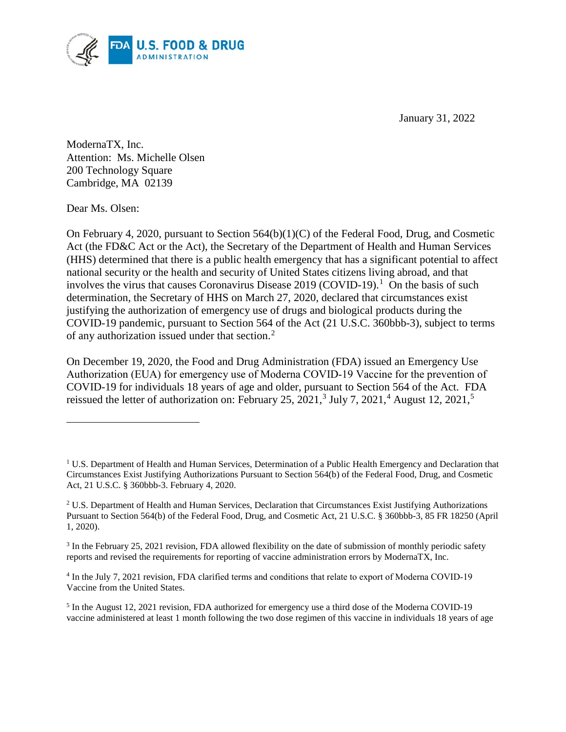January 31, 2022

ModernaTX, Inc.
Attention: Ms. Michelle Olsen
200 Technology Square
Cambridge, MA 02139

Dear Ms. Olsen:

On February 4, 2020, pursuant to Section 564(b)(1)(C) of the Federal Food, Drug, and Cosmetic Act (the FD&C Act or the Act), the Secretary of the Department of Health and Human Services (HHS) determined that there is a public health emergency that has a significant potential to affect national security or the health and security of United States citizens living abroad, and that involves the virus that causes Coronavirus Disease 2019 (COVID-19).[1] On the basis of such determination, the Secretary of HHS on March 27, 2020, declared that circumstances exist justifying the authorization of emergency use of drugs and biological products during the COVID-19 pandemic, pursuant to Section 564 of the Act (21 U.S.C. 360bbb-3), subject to terms of any authorization issued under that section.[2]

On December 19, 2020, the Food and Drug Administration (FDA) issued an Emergency Use Authorization (EUA) for emergency use of Moderna COVID-19 Vaccine for the prevention of COVID-19 for individuals 18 years of age and older, pursuant to Section 564 of the Act. FDA reissued the letter of authorization on: February 25, 2021,[3] July 7, 2021,[4] August 12, 2021,[5]

---

[1] U.S. Department of Health and Human Services, Determination of a Public Health Emergency and Declaration that Circumstances Exist Justifying Authorizations Pursuant to Section 564(b) of the Federal Food, Drug, and Cosmetic Act, 21 U.S.C. § 360bbb-3. February 4, 2020.

[2] U.S. Department of Health and Human Services, Declaration that Circumstances Exist Justifying Authorizations Pursuant to Section 564(b) of the Federal Food, Drug, and Cosmetic Act, 21 U.S.C. § 360bbb-3, 85 FR 18250 (April 1, 2020).

[3] In the February 25, 2021 revision, FDA allowed flexibility on the date of submission of monthly periodic safety reports and revised the requirements for reporting of vaccine administration errors by ModernaTX, Inc.

[4] In the July 7, 2021 revision, FDA clarified terms and conditions that relate to export of Moderna COVID-19 Vaccine from the United States.

[5] In the August 12, 2021 revision, FDA authorized for emergency use a third dose of the Moderna COVID-19 vaccine administered at least 1 month following the two dose regimen of this vaccine in individuals 18 years of age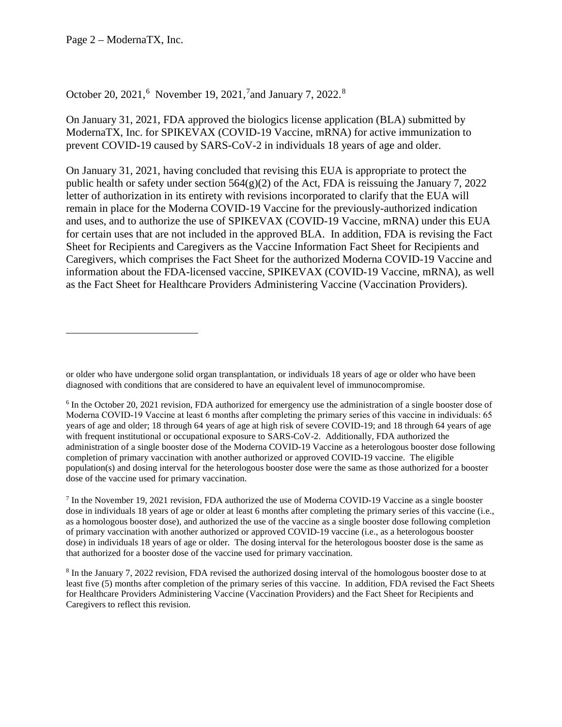October 20, 2021,[6] November 19, 2021,[7] and January 7, 2022.[8]

On January 31, 2021, FDA approved the biologics license application (BLA) submitted by ModernaTX, Inc. for SPIKEVAX (COVID-19 Vaccine, mRNA) for active immunization to prevent COVID-19 caused by SARS-CoV-2 in individuals 18 years of age and older.

On January 31, 2021, having concluded that revising this EUA is appropriate to protect the public health or safety under section 564(g)(2) of the Act, FDA is reissuing the January 7, 2022 letter of authorization in its entirety with revisions incorporated to clarify that the EUA will remain in place for the Moderna COVID-19 Vaccine for the previously-authorized indication and uses, and to authorize the use of SPIKEVAX (COVID-19 Vaccine, mRNA) under this EUA for certain uses that are not included in the approved BLA. In addition, FDA is revising the Fact Sheet for Recipients and Caregivers as the Vaccine Information Fact Sheet for Recipients and Caregivers, which comprises the Fact Sheet for the authorized Moderna COVID-19 Vaccine and information about the FDA-licensed vaccine, SPIKEVAX (COVID-19 Vaccine, mRNA), as well as the Fact Sheet for Healthcare Providers Administering Vaccine (Vaccination Providers).

---

or older who have undergone solid organ transplantation, or individuals 18 years of age or older who have been diagnosed with conditions that are considered to have an equivalent level of immunocompromise.

[6] In the October 20, 2021 revision, FDA authorized for emergency use the administration of a single booster dose of Moderna COVID-19 Vaccine at least 6 months after completing the primary series of this vaccine in individuals: 65 years of age and older; 18 through 64 years of age at high risk of severe COVID-19; and 18 through 64 years of age with frequent institutional or occupational exposure to SARS-CoV-2. Additionally, FDA authorized the administration of a single booster dose of the Moderna COVID-19 Vaccine as a heterologous booster dose following completion of primary vaccination with another authorized or approved COVID-19 vaccine. The eligible population(s) and dosing interval for the heterologous booster dose were the same as those authorized for a booster dose of the vaccine used for primary vaccination.

[7] In the November 19, 2021 revision, FDA authorized the use of Moderna COVID-19 Vaccine as a single booster dose in individuals 18 years of age or older at least 6 months after completing the primary series of this vaccine (i.e., as a homologous booster dose), and authorized the use of the vaccine as a single booster dose following completion of primary vaccination with another authorized or approved COVID-19 vaccine (i.e., as a heterologous booster dose) in individuals 18 years of age or older. The dosing interval for the heterologous booster dose is the same as that authorized for a booster dose of the vaccine used for primary vaccination.

[8] In the January 7, 2022 revision, FDA revised the authorized dosing interval of the homologous booster dose to at least five (5) months after completion of the primary series of this vaccine. In addition, FDA revised the Fact Sheets for Healthcare Providers Administering Vaccine (Vaccination Providers) and the Fact Sheet for Recipients and Caregivers to reflect this revision.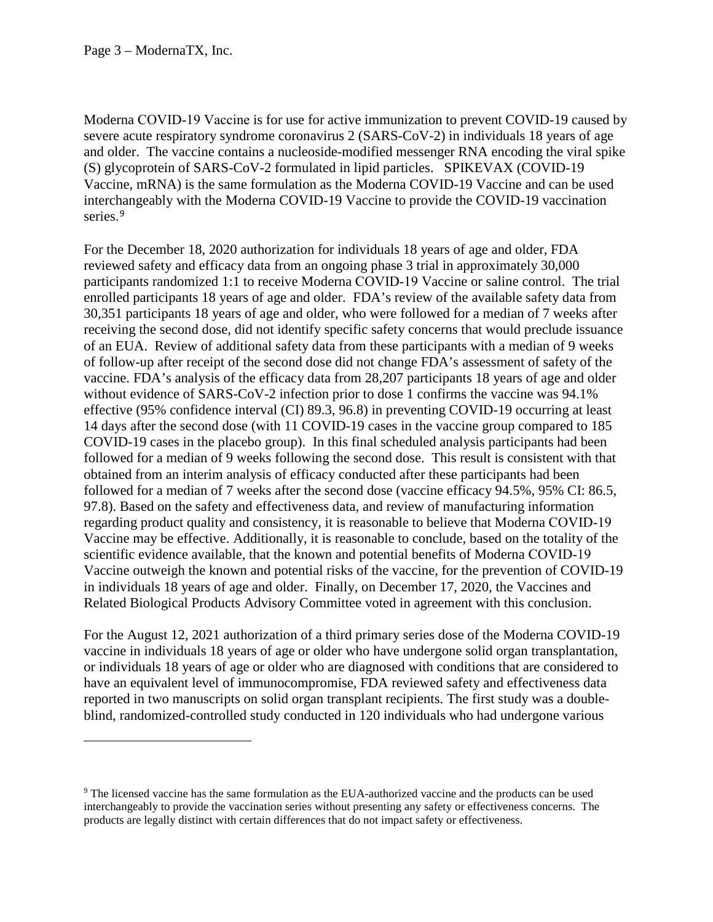Moderna COVID-19 Vaccine is for use for active immunization to prevent COVID-19 caused by severe acute respiratory syndrome coronavirus 2 (SARS-CoV-2) in individuals 18 years of age and older. The vaccine contains a nucleoside-modified messenger RNA encoding the viral spike (S) glycoprotein of SARS-CoV-2 formulated in lipid particles. SPIKEVAX (COVID-19 Vaccine, mRNA) is the same formulation as the Moderna COVID-19 Vaccine and can be used interchangeably with the Moderna COVID-19 Vaccine to provide the COVID-19 vaccination series.[9]

For the December 18, 2020 authorization for individuals 18 years of age and older, FDA reviewed safety and efficacy data from an ongoing phase 3 trial in approximately 30,000 participants randomized 1:1 to receive Moderna COVID-19 Vaccine or saline control. The trial enrolled participants 18 years of age and older. FDA's review of the available safety data from 30,351 participants 18 years of age and older, who were followed for a median of 7 weeks after receiving the second dose, did not identify specific safety concerns that would preclude issuance of an EUA. Review of additional safety data from these participants with a median of 9 weeks of follow-up after receipt of the second dose did not change FDA's assessment of safety of the vaccine. FDA's analysis of the efficacy data from 28,207 participants 18 years of age and older without evidence of SARS-CoV-2 infection prior to dose 1 confirms the vaccine was 94.1% effective (95% confidence interval (CI) 89.3, 96.8) in preventing COVID-19 occurring at least 14 days after the second dose (with 11 COVID-19 cases in the vaccine group compared to 185 COVID-19 cases in the placebo group). In this final scheduled analysis participants had been followed for a median of 9 weeks following the second dose. This result is consistent with that obtained from an interim analysis of efficacy conducted after these participants had been followed for a median of 7 weeks after the second dose (vaccine efficacy 94.5%, 95% CI: 86.5, 97.8). Based on the safety and effectiveness data, and review of manufacturing information regarding product quality and consistency, it is reasonable to believe that Moderna COVID-19 Vaccine may be effective. Additionally, it is reasonable to conclude, based on the totality of the scientific evidence available, that the known and potential benefits of Moderna COVID-19 Vaccine outweigh the known and potential risks of the vaccine, for the prevention of COVID-19 in individuals 18 years of age and older. Finally, on December 17, 2020, the Vaccines and Related Biological Products Advisory Committee voted in agreement with this conclusion.

For the August 12, 2021 authorization of a third primary series dose of the Moderna COVID-19 vaccine in individuals 18 years of age or older who have undergone solid organ transplantation, or individuals 18 years of age or older who are diagnosed with conditions that are considered to have an equivalent level of immunocompromise, FDA reviewed safety and effectiveness data reported in two manuscripts on solid organ transplant recipients. The first study was a double-blind, randomized-controlled study conducted in 120 individuals who had undergone various

[9] The licensed vaccine has the same formulation as the EUA-authorized vaccine and the products can be used interchangeably to provide the vaccination series without presenting any safety or effectiveness concerns. The products are legally distinct with certain differences that do not impact safety or effectiveness.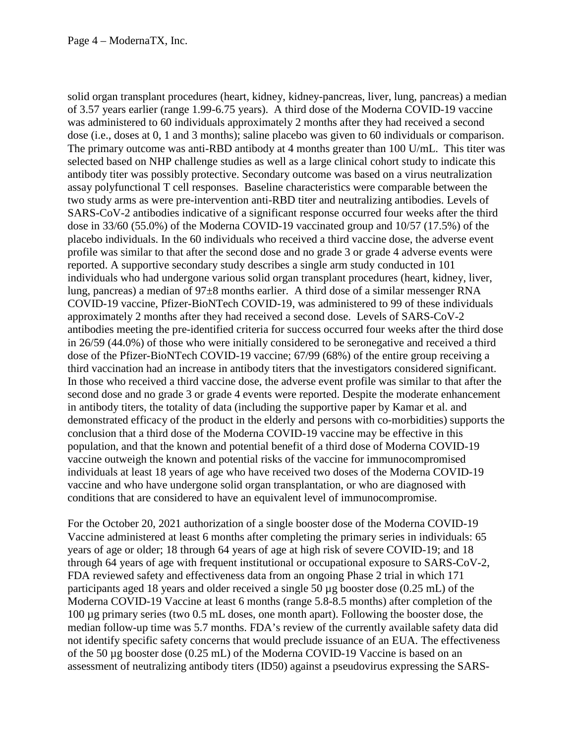solid organ transplant procedures (heart, kidney, kidney-pancreas, liver, lung, pancreas) a median of 3.57 years earlier (range 1.99-6.75 years). A third dose of the Moderna COVID-19 vaccine was administered to 60 individuals approximately 2 months after they had received a second dose (i.e., doses at 0, 1 and 3 months); saline placebo was given to 60 individuals or comparison. The primary outcome was anti-RBD antibody at 4 months greater than 100 U/mL. This titer was selected based on NHP challenge studies as well as a large clinical cohort study to indicate this antibody titer was possibly protective. Secondary outcome was based on a virus neutralization assay polyfunctional T cell responses. Baseline characteristics were comparable between the two study arms as were pre-intervention anti-RBD titer and neutralizing antibodies. Levels of SARS-CoV-2 antibodies indicative of a significant response occurred four weeks after the third dose in 33/60 (55.0%) of the Moderna COVID-19 vaccinated group and 10/57 (17.5%) of the placebo individuals. In the 60 individuals who received a third vaccine dose, the adverse event profile was similar to that after the second dose and no grade 3 or grade 4 adverse events were reported. A supportive secondary study describes a single arm study conducted in 101 individuals who had undergone various solid organ transplant procedures (heart, kidney, liver, lung, pancreas) a median of 97±8 months earlier. A third dose of a similar messenger RNA COVID-19 vaccine, Pfizer-BioNTech COVID-19, was administered to 99 of these individuals approximately 2 months after they had received a second dose. Levels of SARS-CoV-2 antibodies meeting the pre-identified criteria for success occurred four weeks after the third dose in 26/59 (44.0%) of those who were initially considered to be seronegative and received a third dose of the Pfizer-BioNTech COVID-19 vaccine; 67/99 (68%) of the entire group receiving a third vaccination had an increase in antibody titers that the investigators considered significant. In those who received a third vaccine dose, the adverse event profile was similar to that after the second dose and no grade 3 or grade 4 events were reported. Despite the moderate enhancement in antibody titers, the totality of data (including the supportive paper by Kamar et al. and demonstrated efficacy of the product in the elderly and persons with co-morbidities) supports the conclusion that a third dose of the Moderna COVID-19 vaccine may be effective in this population, and that the known and potential benefit of a third dose of Moderna COVID-19 vaccine outweigh the known and potential risks of the vaccine for immunocompromised individuals at least 18 years of age who have received two doses of the Moderna COVID-19 vaccine and who have undergone solid organ transplantation, or who are diagnosed with conditions that are considered to have an equivalent level of immunocompromise.

For the October 20, 2021 authorization of a single booster dose of the Moderna COVID-19 Vaccine administered at least 6 months after completing the primary series in individuals: 65 years of age or older; 18 through 64 years of age at high risk of severe COVID-19; and 18 through 64 years of age with frequent institutional or occupational exposure to SARS-CoV-2, FDA reviewed safety and effectiveness data from an ongoing Phase 2 trial in which 171 participants aged 18 years and older received a single 50 µg booster dose (0.25 mL) of the Moderna COVID-19 Vaccine at least 6 months (range 5.8-8.5 months) after completion of the 100 µg primary series (two 0.5 mL doses, one month apart). Following the booster dose, the median follow-up time was 5.7 months. FDA's review of the currently available safety data did not identify specific safety concerns that would preclude issuance of an EUA. The effectiveness of the 50 µg booster dose (0.25 mL) of the Moderna COVID-19 Vaccine is based on an assessment of neutralizing antibody titers (ID50) against a pseudovirus expressing the SARS-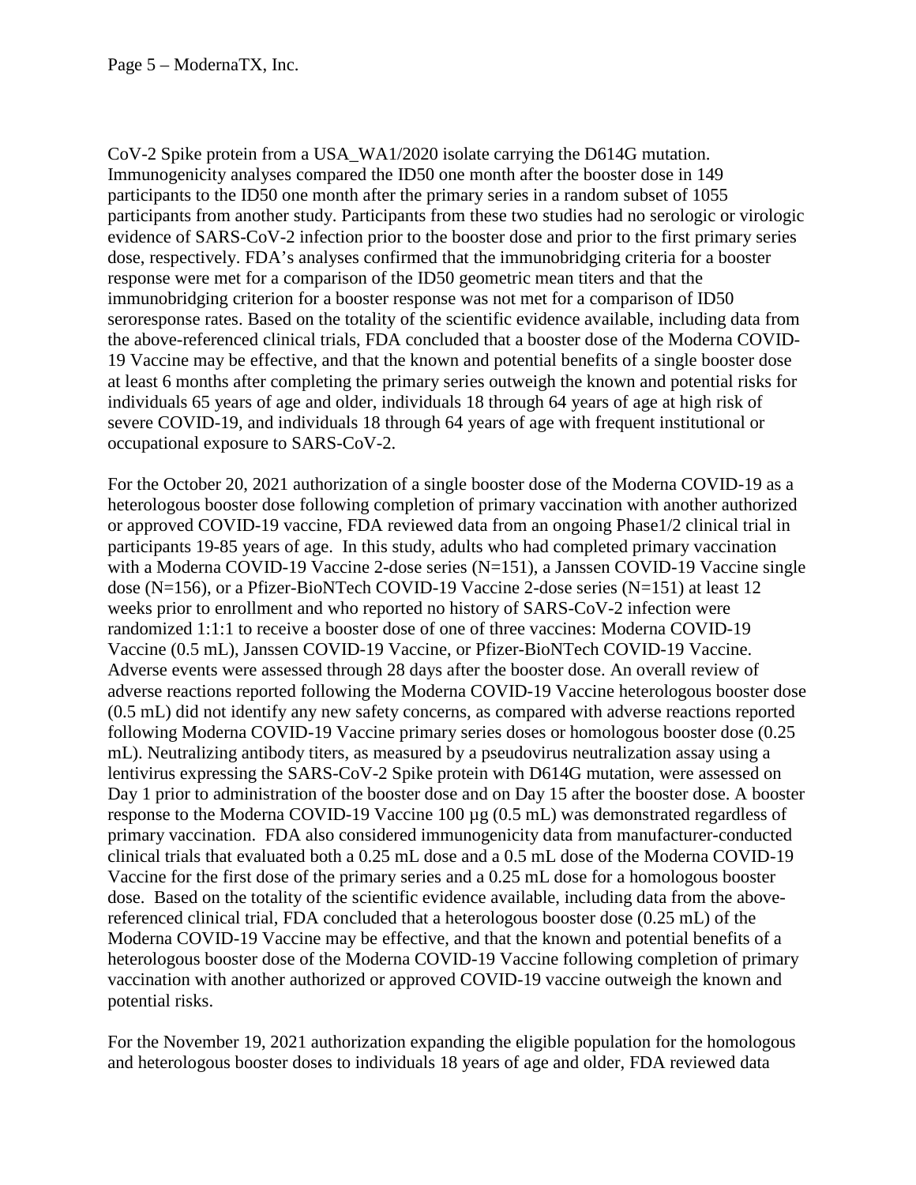CoV-2 Spike protein from a USA_WA1/2020 isolate carrying the D614G mutation. Immunogenicity analyses compared the ID50 one month after the booster dose in 149 participants to the ID50 one month after the primary series in a random subset of 1055 participants from another study. Participants from these two studies had no serologic or virologic evidence of SARS-CoV-2 infection prior to the booster dose and prior to the first primary series dose, respectively. FDA's analyses confirmed that the immunobridging criteria for a booster response were met for a comparison of the ID50 geometric mean titers and that the immunobridging criterion for a booster response was not met for a comparison of ID50 seroresponse rates. Based on the totality of the scientific evidence available, including data from the above-referenced clinical trials, FDA concluded that a booster dose of the Moderna COVID-19 Vaccine may be effective, and that the known and potential benefits of a single booster dose at least 6 months after completing the primary series outweigh the known and potential risks for individuals 65 years of age and older, individuals 18 through 64 years of age at high risk of severe COVID-19, and individuals 18 through 64 years of age with frequent institutional or occupational exposure to SARS-CoV-2.

For the October 20, 2021 authorization of a single booster dose of the Moderna COVID-19 as a heterologous booster dose following completion of primary vaccination with another authorized or approved COVID-19 vaccine, FDA reviewed data from an ongoing Phase1/2 clinical trial in participants 19-85 years of age. In this study, adults who had completed primary vaccination with a Moderna COVID-19 Vaccine 2-dose series (N=151), a Janssen COVID-19 Vaccine single dose (N=156), or a Pfizer-BioNTech COVID-19 Vaccine 2-dose series (N=151) at least 12 weeks prior to enrollment and who reported no history of SARS-CoV-2 infection were randomized 1:1:1 to receive a booster dose of one of three vaccines: Moderna COVID-19 Vaccine (0.5 mL), Janssen COVID-19 Vaccine, or Pfizer-BioNTech COVID-19 Vaccine. Adverse events were assessed through 28 days after the booster dose. An overall review of adverse reactions reported following the Moderna COVID-19 Vaccine heterologous booster dose (0.5 mL) did not identify any new safety concerns, as compared with adverse reactions reported following Moderna COVID-19 Vaccine primary series doses or homologous booster dose (0.25 mL). Neutralizing antibody titers, as measured by a pseudovirus neutralization assay using a lentivirus expressing the SARS-CoV-2 Spike protein with D614G mutation, were assessed on Day 1 prior to administration of the booster dose and on Day 15 after the booster dose. A booster response to the Moderna COVID-19 Vaccine 100 µg (0.5 mL) was demonstrated regardless of primary vaccination. FDA also considered immunogenicity data from manufacturer-conducted clinical trials that evaluated both a 0.25 mL dose and a 0.5 mL dose of the Moderna COVID-19 Vaccine for the first dose of the primary series and a 0.25 mL dose for a homologous booster dose. Based on the totality of the scientific evidence available, including data from the above-referenced clinical trial, FDA concluded that a heterologous booster dose (0.25 mL) of the Moderna COVID-19 Vaccine may be effective, and that the known and potential benefits of a heterologous booster dose of the Moderna COVID-19 Vaccine following completion of primary vaccination with another authorized or approved COVID-19 vaccine outweigh the known and potential risks.

For the November 19, 2021 authorization expanding the eligible population for the homologous and heterologous booster doses to individuals 18 years of age and older, FDA reviewed data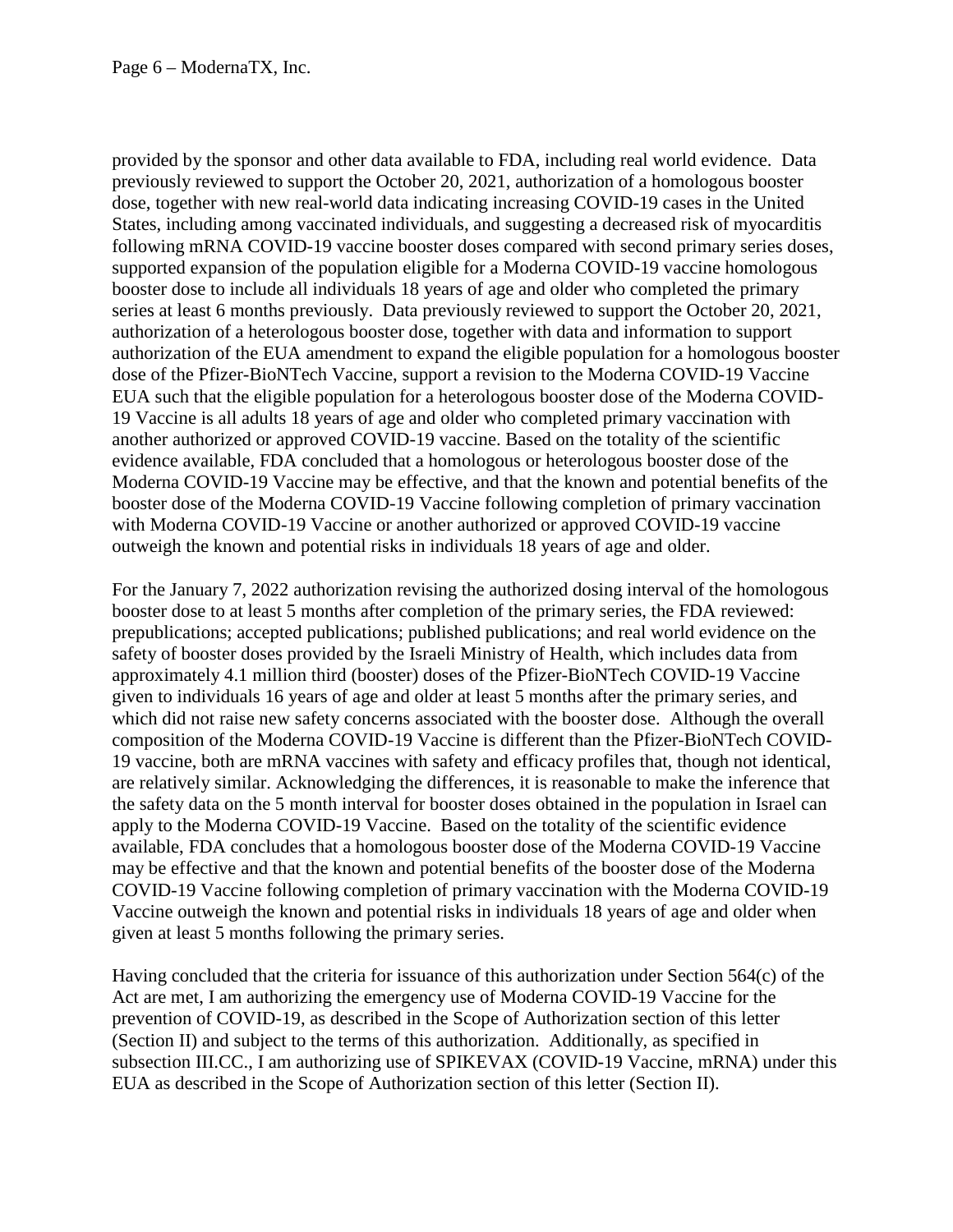provided by the sponsor and other data available to FDA, including real world evidence. Data previously reviewed to support the October 20, 2021, authorization of a homologous booster dose, together with new real-world data indicating increasing COVID-19 cases in the United States, including among vaccinated individuals, and suggesting a decreased risk of myocarditis following mRNA COVID-19 vaccine booster doses compared with second primary series doses, supported expansion of the population eligible for a Moderna COVID-19 vaccine homologous booster dose to include all individuals 18 years of age and older who completed the primary series at least 6 months previously. Data previously reviewed to support the October 20, 2021, authorization of a heterologous booster dose, together with data and information to support authorization of the EUA amendment to expand the eligible population for a homologous booster dose of the Pfizer-BioNTech Vaccine, support a revision to the Moderna COVID-19 Vaccine EUA such that the eligible population for a heterologous booster dose of the Moderna COVID-19 Vaccine is all adults 18 years of age and older who completed primary vaccination with another authorized or approved COVID-19 vaccine. Based on the totality of the scientific evidence available, FDA concluded that a homologous or heterologous booster dose of the Moderna COVID-19 Vaccine may be effective, and that the known and potential benefits of the booster dose of the Moderna COVID-19 Vaccine following completion of primary vaccination with Moderna COVID-19 Vaccine or another authorized or approved COVID-19 vaccine outweigh the known and potential risks in individuals 18 years of age and older.

For the January 7, 2022 authorization revising the authorized dosing interval of the homologous booster dose to at least 5 months after completion of the primary series, the FDA reviewed: prepublications; accepted publications; published publications; and real world evidence on the safety of booster doses provided by the Israeli Ministry of Health, which includes data from approximately 4.1 million third (booster) doses of the Pfizer-BioNTech COVID-19 Vaccine given to individuals 16 years of age and older at least 5 months after the primary series, and which did not raise new safety concerns associated with the booster dose. Although the overall composition of the Moderna COVID-19 Vaccine is different than the Pfizer-BioNTech COVID-19 vaccine, both are mRNA vaccines with safety and efficacy profiles that, though not identical, are relatively similar. Acknowledging the differences, it is reasonable to make the inference that the safety data on the 5 month interval for booster doses obtained in the population in Israel can apply to the Moderna COVID-19 Vaccine. Based on the totality of the scientific evidence available, FDA concludes that a homologous booster dose of the Moderna COVID-19 Vaccine may be effective and that the known and potential benefits of the booster dose of the Moderna COVID-19 Vaccine following completion of primary vaccination with the Moderna COVID-19 Vaccine outweigh the known and potential risks in individuals 18 years of age and older when given at least 5 months following the primary series.

Having concluded that the criteria for issuance of this authorization under Section 564(c) of the Act are met, I am authorizing the emergency use of Moderna COVID-19 Vaccine for the prevention of COVID-19, as described in the Scope of Authorization section of this letter (Section II) and subject to the terms of this authorization. Additionally, as specified in subsection III.CC., I am authorizing use of SPIKEVAX (COVID-19 Vaccine, mRNA) under this EUA as described in the Scope of Authorization section of this letter (Section II).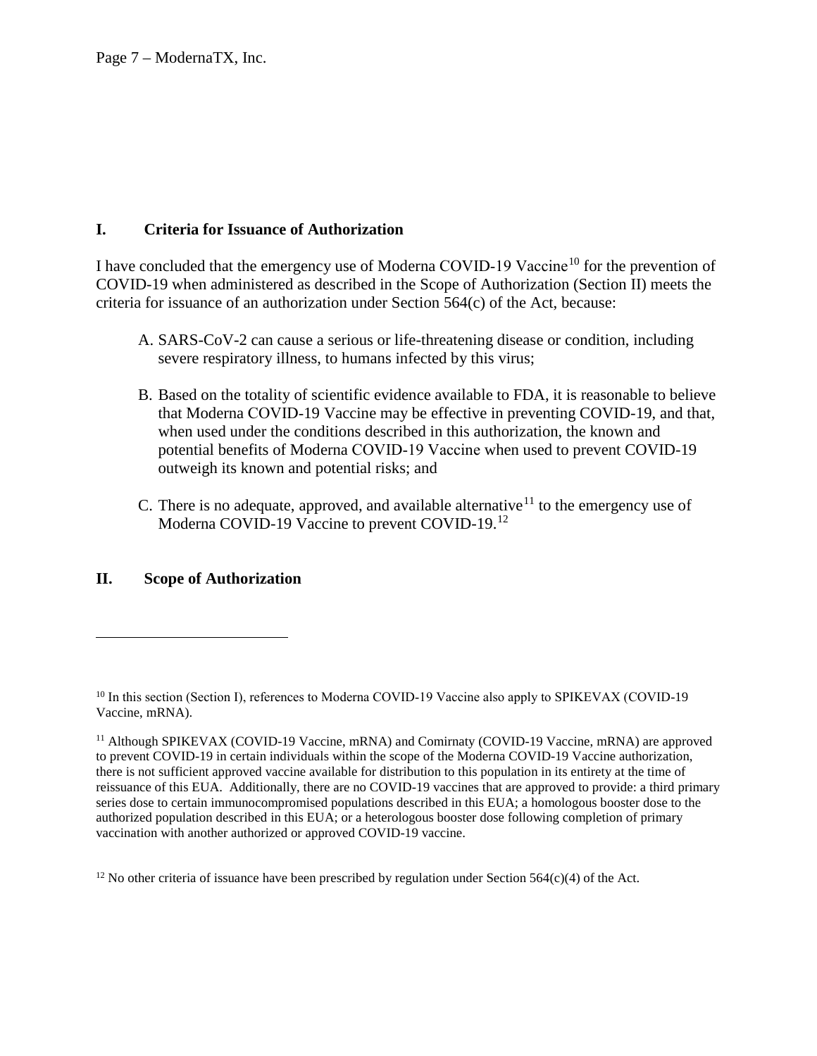## I. Criteria for Issuance of Authorization

I have concluded that the emergency use of Moderna COVID-19 Vaccine[10] for the prevention of COVID-19 when administered as described in the Scope of Authorization (Section II) meets the criteria for issuance of an authorization under Section 564(c) of the Act, because:

A. SARS-CoV-2 can cause a serious or life-threatening disease or condition, including severe respiratory illness, to humans infected by this virus;

B. Based on the totality of scientific evidence available to FDA, it is reasonable to believe that Moderna COVID-19 Vaccine may be effective in preventing COVID-19, and that, when used under the conditions described in this authorization, the known and potential benefits of Moderna COVID-19 Vaccine when used to prevent COVID-19 outweigh its known and potential risks; and

C. There is no adequate, approved, and available alternative[11] to the emergency use of Moderna COVID-19 Vaccine to prevent COVID-19.[12]

## II. Scope of Authorization

---

[10] In this section (Section I), references to Moderna COVID-19 Vaccine also apply to SPIKEVAX (COVID-19 Vaccine, mRNA).

[11] Although SPIKEVAX (COVID-19 Vaccine, mRNA) and Comirnaty (COVID-19 Vaccine, mRNA) are approved to prevent COVID-19 in certain individuals within the scope of the Moderna COVID-19 Vaccine authorization, there is not sufficient approved vaccine available for distribution to this population in its entirety at the time of reissuance of this EUA. Additionally, there are no COVID-19 vaccines that are approved to provide: a third primary series dose to certain immunocompromised populations described in this EUA; a homologous booster dose to the authorized population described in this EUA; or a heterologous booster dose following completion of primary vaccination with another authorized or approved COVID-19 vaccine.

[12] No other criteria of issuance have been prescribed by regulation under Section 564(c)(4) of the Act.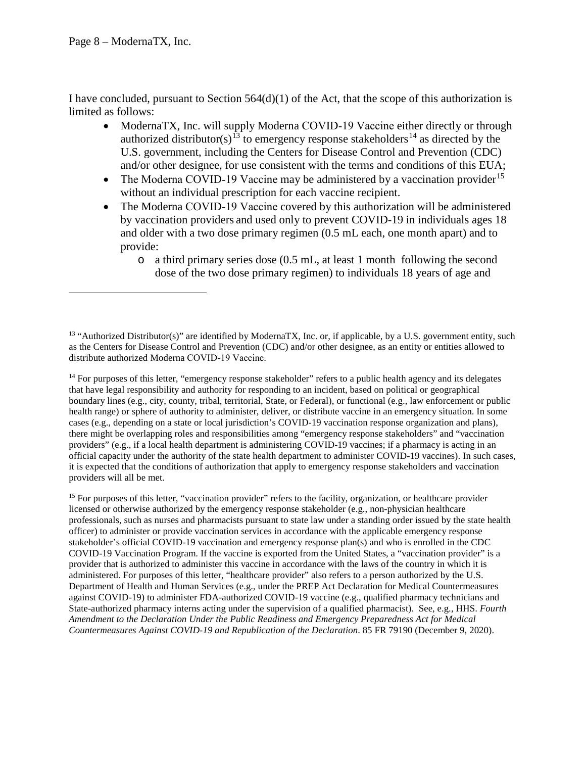I have concluded, pursuant to Section 564(d)(1) of the Act, that the scope of this authorization is limited as follows:

- ModernaTX, Inc. will supply Moderna COVID-19 Vaccine either directly or through authorized distributor(s)[13] to emergency response stakeholders[14] as directed by the U.S. government, including the Centers for Disease Control and Prevention (CDC) and/or other designee, for use consistent with the terms and conditions of this EUA;
- The Moderna COVID-19 Vaccine may be administered by a vaccination provider[15] without an individual prescription for each vaccine recipient.
- The Moderna COVID-19 Vaccine covered by this authorization will be administered by vaccination providers and used only to prevent COVID-19 in individuals ages 18 and older with a two dose primary regimen (0.5 mL each, one month apart) and to provide:
  - a third primary series dose (0.5 mL, at least 1 month following the second dose of the two dose primary regimen) to individuals 18 years of age and

---

[13] "Authorized Distributor(s)" are identified by ModernaTX, Inc. or, if applicable, by a U.S. government entity, such as the Centers for Disease Control and Prevention (CDC) and/or other designee, as an entity or entities allowed to distribute authorized Moderna COVID-19 Vaccine.

[14] For purposes of this letter, "emergency response stakeholder" refers to a public health agency and its delegates that have legal responsibility and authority for responding to an incident, based on political or geographical boundary lines (e.g., city, county, tribal, territorial, State, or Federal), or functional (e.g., law enforcement or public health range) or sphere of authority to administer, deliver, or distribute vaccine in an emergency situation. In some cases (e.g., depending on a state or local jurisdiction's COVID-19 vaccination response organization and plans), there might be overlapping roles and responsibilities among "emergency response stakeholders" and "vaccination providers" (e.g., if a local health department is administering COVID-19 vaccines; if a pharmacy is acting in an official capacity under the authority of the state health department to administer COVID-19 vaccines). In such cases, it is expected that the conditions of authorization that apply to emergency response stakeholders and vaccination providers will all be met.

[15] For purposes of this letter, "vaccination provider" refers to the facility, organization, or healthcare provider licensed or otherwise authorized by the emergency response stakeholder (e.g., non-physician healthcare professionals, such as nurses and pharmacists pursuant to state law under a standing order issued by the state health officer) to administer or provide vaccination services in accordance with the applicable emergency response stakeholder's official COVID-19 vaccination and emergency response plan(s) and who is enrolled in the CDC COVID-19 Vaccination Program. If the vaccine is exported from the United States, a "vaccination provider" is a provider that is authorized to administer this vaccine in accordance with the laws of the country in which it is administered. For purposes of this letter, "healthcare provider" also refers to a person authorized by the U.S. Department of Health and Human Services (e.g., under the PREP Act Declaration for Medical Countermeasures against COVID-19) to administer FDA-authorized COVID-19 vaccine (e.g., qualified pharmacy technicians and State-authorized pharmacy interns acting under the supervision of a qualified pharmacist). See, e.g., HHS. *Fourth Amendment to the Declaration Under the Public Readiness and Emergency Preparedness Act for Medical Countermeasures Against COVID-19 and Republication of the Declaration*. 85 FR 79190 (December 9, 2020).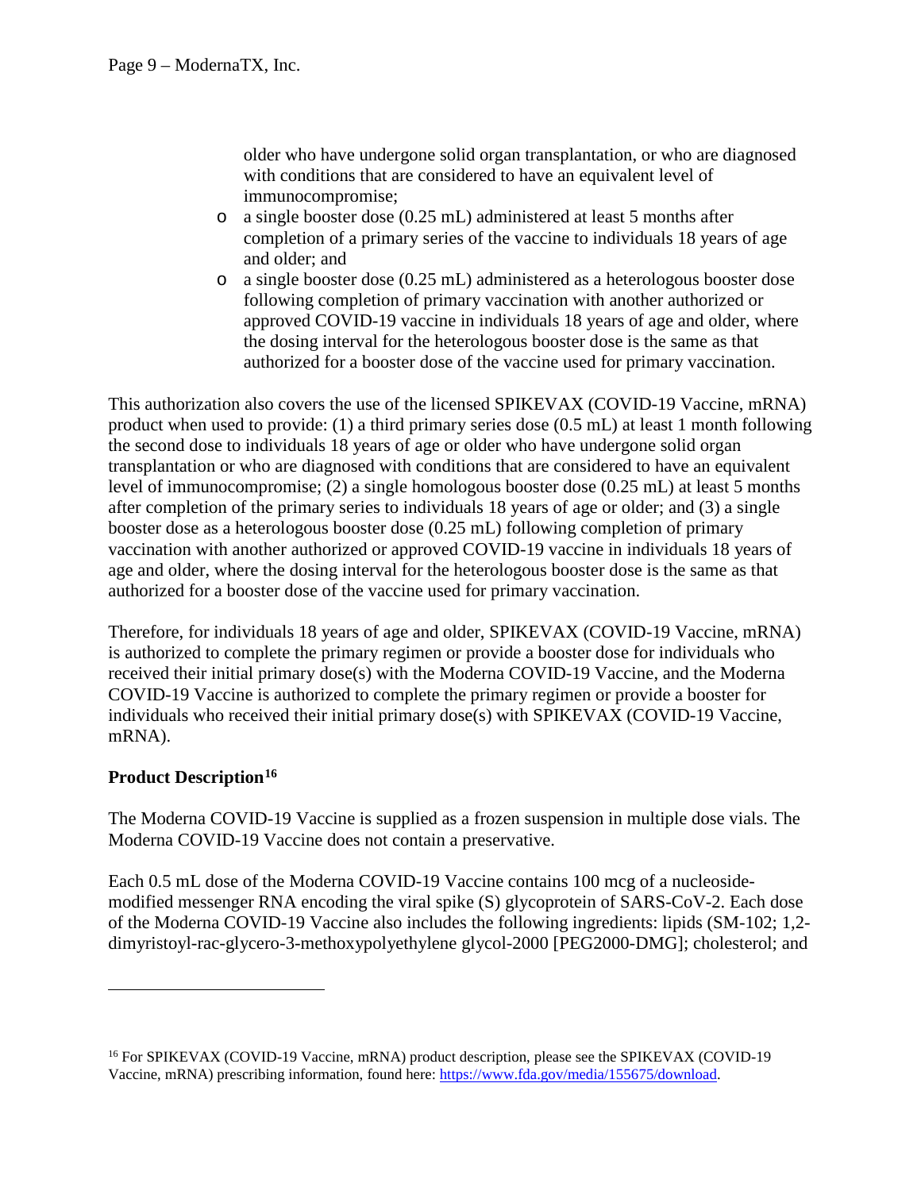older who have undergone solid organ transplantation, or who are diagnosed with conditions that are considered to have an equivalent level of immunocompromise;

- a single booster dose (0.25 mL) administered at least 5 months after completion of a primary series of the vaccine to individuals 18 years of age and older; and
- a single booster dose (0.25 mL) administered as a heterologous booster dose following completion of primary vaccination with another authorized or approved COVID-19 vaccine in individuals 18 years of age and older, where the dosing interval for the heterologous booster dose is the same as that authorized for a booster dose of the vaccine used for primary vaccination.

This authorization also covers the use of the licensed SPIKEVAX (COVID-19 Vaccine, mRNA) product when used to provide: (1) a third primary series dose (0.5 mL) at least 1 month following the second dose to individuals 18 years of age or older who have undergone solid organ transplantation or who are diagnosed with conditions that are considered to have an equivalent level of immunocompromise; (2) a single homologous booster dose (0.25 mL) at least 5 months after completion of the primary series to individuals 18 years of age or older; and (3) a single booster dose as a heterologous booster dose (0.25 mL) following completion of primary vaccination with another authorized or approved COVID-19 vaccine in individuals 18 years of age and older, where the dosing interval for the heterologous booster dose is the same as that authorized for a booster dose of the vaccine used for primary vaccination.

Therefore, for individuals 18 years of age and older, SPIKEVAX (COVID-19 Vaccine, mRNA) is authorized to complete the primary regimen or provide a booster dose for individuals who received their initial primary dose(s) with the Moderna COVID-19 Vaccine, and the Moderna COVID-19 Vaccine is authorized to complete the primary regimen or provide a booster for individuals who received their initial primary dose(s) with SPIKEVAX (COVID-19 Vaccine, mRNA).

**Product Description[16]**

The Moderna COVID-19 Vaccine is supplied as a frozen suspension in multiple dose vials. The Moderna COVID-19 Vaccine does not contain a preservative.

Each 0.5 mL dose of the Moderna COVID-19 Vaccine contains 100 mcg of a nucleoside-modified messenger RNA encoding the viral spike (S) glycoprotein of SARS-CoV-2. Each dose of the Moderna COVID-19 Vaccine also includes the following ingredients: lipids (SM-102; 1,2-dimyristoyl-rac-glycero-3-methoxypolyethylene glycol-2000 [PEG2000-DMG]; cholesterol; and

---

[16] For SPIKEVAX (COVID-19 Vaccine, mRNA) product description, please see the SPIKEVAX (COVID-19 Vaccine, mRNA) prescribing information, found here: https://www.fda.gov/media/155675/download.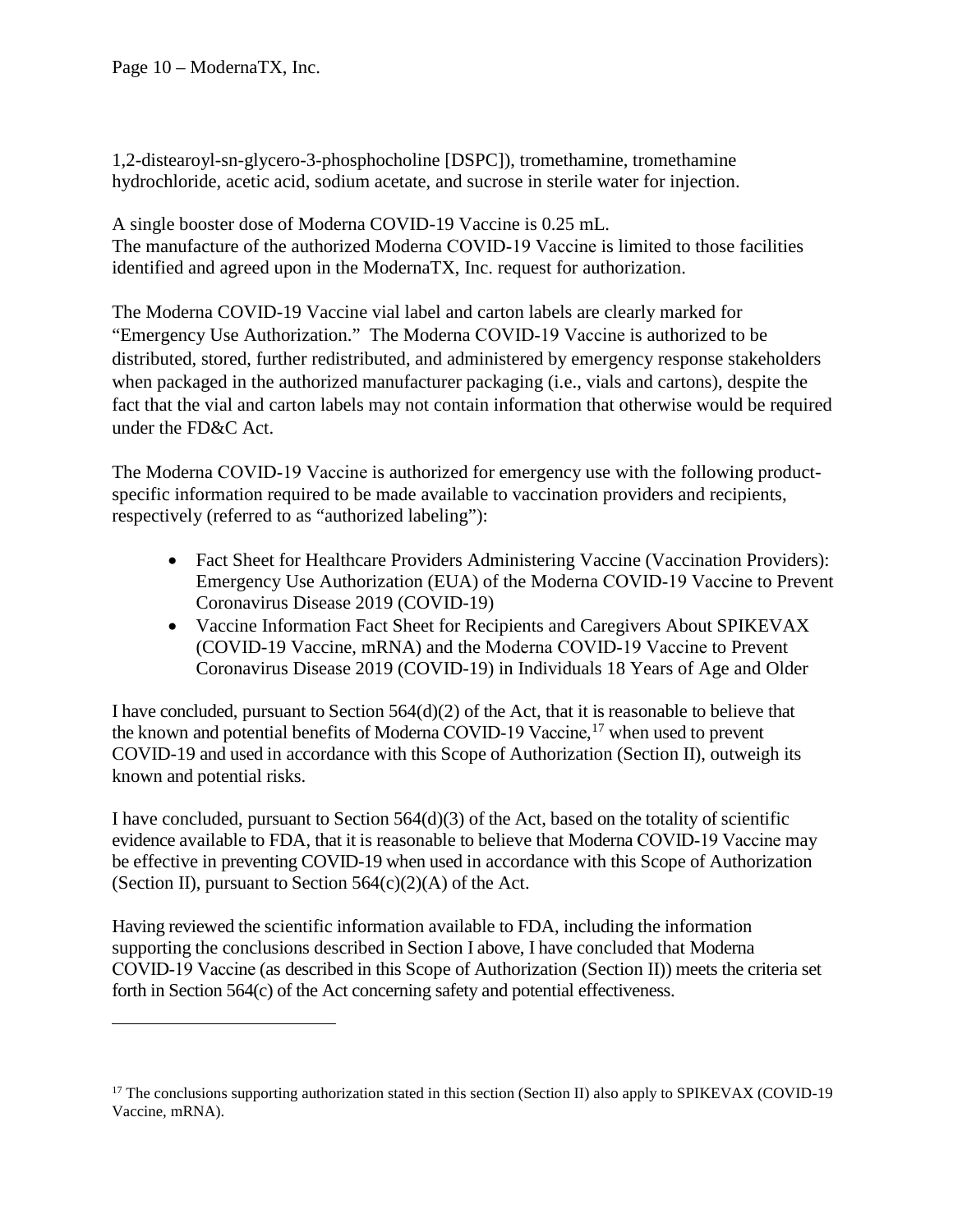1,2-distearoyl-sn-glycero-3-phosphocholine [DSPC]), tromethamine, tromethamine hydrochloride, acetic acid, sodium acetate, and sucrose in sterile water for injection.

A single booster dose of Moderna COVID-19 Vaccine is 0.25 mL.
The manufacture of the authorized Moderna COVID-19 Vaccine is limited to those facilities identified and agreed upon in the ModernaTX, Inc. request for authorization.

The Moderna COVID-19 Vaccine vial label and carton labels are clearly marked for "Emergency Use Authorization." The Moderna COVID-19 Vaccine is authorized to be distributed, stored, further redistributed, and administered by emergency response stakeholders when packaged in the authorized manufacturer packaging (i.e., vials and cartons), despite the fact that the vial and carton labels may not contain information that otherwise would be required under the FD&C Act.

The Moderna COVID-19 Vaccine is authorized for emergency use with the following product-specific information required to be made available to vaccination providers and recipients, respectively (referred to as "authorized labeling"):

- Fact Sheet for Healthcare Providers Administering Vaccine (Vaccination Providers): Emergency Use Authorization (EUA) of the Moderna COVID-19 Vaccine to Prevent Coronavirus Disease 2019 (COVID-19)
- Vaccine Information Fact Sheet for Recipients and Caregivers About SPIKEVAX (COVID-19 Vaccine, mRNA) and the Moderna COVID-19 Vaccine to Prevent Coronavirus Disease 2019 (COVID-19) in Individuals 18 Years of Age and Older

I have concluded, pursuant to Section 564(d)(2) of the Act, that it is reasonable to believe that the known and potential benefits of Moderna COVID-19 Vaccine,[17] when used to prevent COVID-19 and used in accordance with this Scope of Authorization (Section II), outweigh its known and potential risks.

I have concluded, pursuant to Section 564(d)(3) of the Act, based on the totality of scientific evidence available to FDA, that it is reasonable to believe that Moderna COVID-19 Vaccine may be effective in preventing COVID-19 when used in accordance with this Scope of Authorization (Section II), pursuant to Section 564(c)(2)(A) of the Act.

Having reviewed the scientific information available to FDA, including the information supporting the conclusions described in Section I above, I have concluded that Moderna COVID-19 Vaccine (as described in this Scope of Authorization (Section II)) meets the criteria set forth in Section 564(c) of the Act concerning safety and potential effectiveness.

---

[17] The conclusions supporting authorization stated in this section (Section II) also apply to SPIKEVAX (COVID-19 Vaccine, mRNA).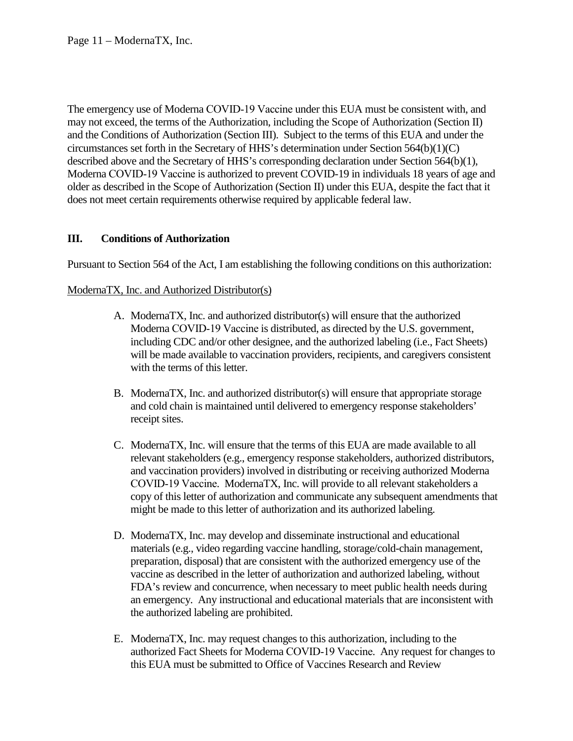The emergency use of Moderna COVID-19 Vaccine under this EUA must be consistent with, and may not exceed, the terms of the Authorization, including the Scope of Authorization (Section II) and the Conditions of Authorization (Section III). Subject to the terms of this EUA and under the circumstances set forth in the Secretary of HHS's determination under Section 564(b)(1)(C) described above and the Secretary of HHS's corresponding declaration under Section 564(b)(1), Moderna COVID-19 Vaccine is authorized to prevent COVID-19 in individuals 18 years of age and older as described in the Scope of Authorization (Section II) under this EUA, despite the fact that it does not meet certain requirements otherwise required by applicable federal law.

## III. Conditions of Authorization

Pursuant to Section 564 of the Act, I am establishing the following conditions on this authorization:

<u>ModernaTX, Inc. and Authorized Distributor(s)</u>

A. ModernaTX, Inc. and authorized distributor(s) will ensure that the authorized Moderna COVID-19 Vaccine is distributed, as directed by the U.S. government, including CDC and/or other designee, and the authorized labeling (i.e., Fact Sheets) will be made available to vaccination providers, recipients, and caregivers consistent with the terms of this letter.

B. ModernaTX, Inc. and authorized distributor(s) will ensure that appropriate storage and cold chain is maintained until delivered to emergency response stakeholders' receipt sites.

C. ModernaTX, Inc. will ensure that the terms of this EUA are made available to all relevant stakeholders (e.g., emergency response stakeholders, authorized distributors, and vaccination providers) involved in distributing or receiving authorized Moderna COVID-19 Vaccine. ModernaTX, Inc. will provide to all relevant stakeholders a copy of this letter of authorization and communicate any subsequent amendments that might be made to this letter of authorization and its authorized labeling.

D. ModernaTX, Inc. may develop and disseminate instructional and educational materials (e.g., video regarding vaccine handling, storage/cold-chain management, preparation, disposal) that are consistent with the authorized emergency use of the vaccine as described in the letter of authorization and authorized labeling, without FDA's review and concurrence, when necessary to meet public health needs during an emergency. Any instructional and educational materials that are inconsistent with the authorized labeling are prohibited.

E. ModernaTX, Inc. may request changes to this authorization, including to the authorized Fact Sheets for Moderna COVID-19 Vaccine. Any request for changes to this EUA must be submitted to Office of Vaccines Research and Review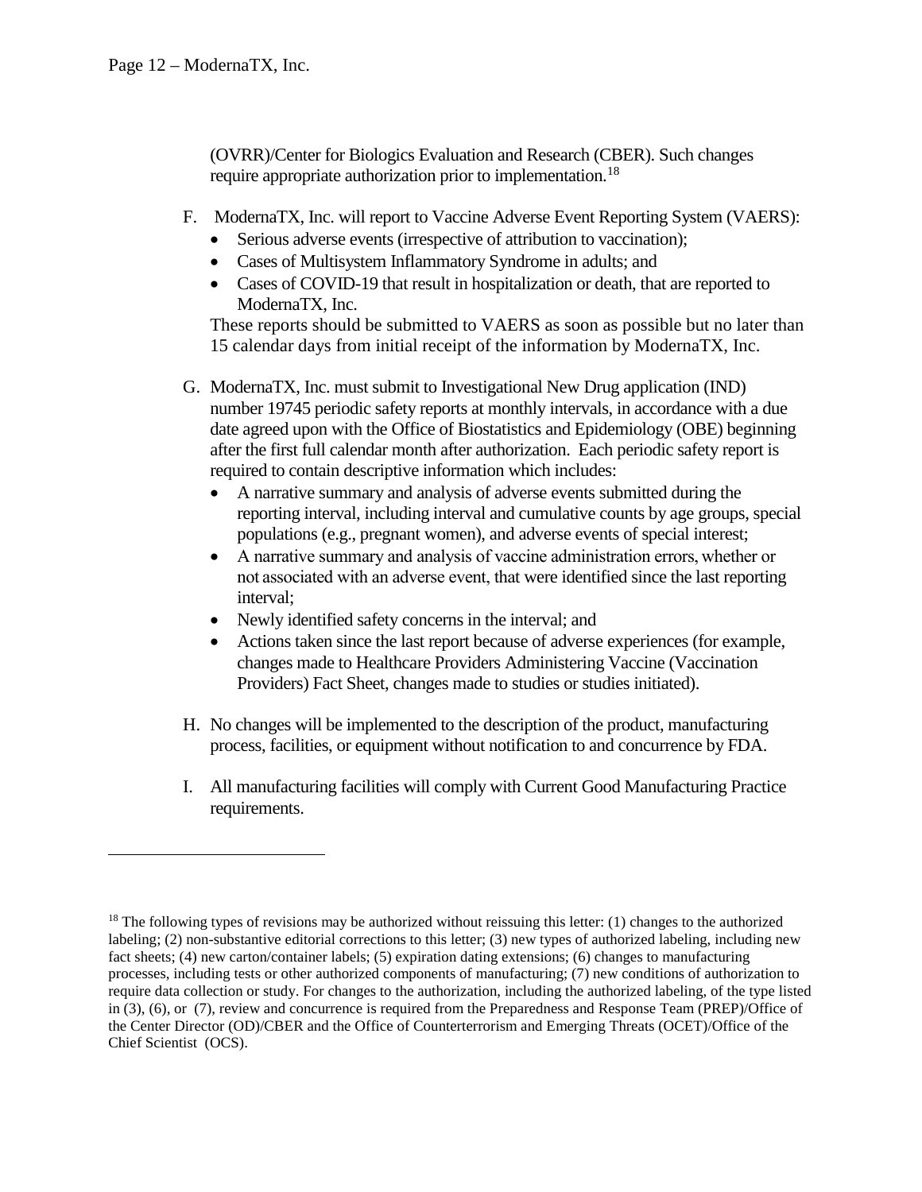(OVRR)/Center for Biologics Evaluation and Research (CBER). Such changes require appropriate authorization prior to implementation.[18]

F. ModernaTX, Inc. will report to Vaccine Adverse Event Reporting System (VAERS):
   - Serious adverse events (irrespective of attribution to vaccination);
   - Cases of Multisystem Inflammatory Syndrome in adults; and
   - Cases of COVID-19 that result in hospitalization or death, that are reported to ModernaTX, Inc.

   These reports should be submitted to VAERS as soon as possible but no later than 15 calendar days from initial receipt of the information by ModernaTX, Inc.

G. ModernaTX, Inc. must submit to Investigational New Drug application (IND) number 19745 periodic safety reports at monthly intervals, in accordance with a due date agreed upon with the Office of Biostatistics and Epidemiology (OBE) beginning after the first full calendar month after authorization. Each periodic safety report is required to contain descriptive information which includes:
   - A narrative summary and analysis of adverse events submitted during the reporting interval, including interval and cumulative counts by age groups, special populations (e.g., pregnant women), and adverse events of special interest;
   - A narrative summary and analysis of vaccine administration errors, whether or not associated with an adverse event, that were identified since the last reporting interval;
   - Newly identified safety concerns in the interval; and
   - Actions taken since the last report because of adverse experiences (for example, changes made to Healthcare Providers Administering Vaccine (Vaccination Providers) Fact Sheet, changes made to studies or studies initiated).

H. No changes will be implemented to the description of the product, manufacturing process, facilities, or equipment without notification to and concurrence by FDA.

I. All manufacturing facilities will comply with Current Good Manufacturing Practice requirements.

---

[18] The following types of revisions may be authorized without reissuing this letter: (1) changes to the authorized labeling; (2) non-substantive editorial corrections to this letter; (3) new types of authorized labeling, including new fact sheets; (4) new carton/container labels; (5) expiration dating extensions; (6) changes to manufacturing processes, including tests or other authorized components of manufacturing; (7) new conditions of authorization to require data collection or study. For changes to the authorization, including the authorized labeling, of the type listed in (3), (6), or (7), review and concurrence is required from the Preparedness and Response Team (PREP)/Office of the Center Director (OD)/CBER and the Office of Counterterrorism and Emerging Threats (OCET)/Office of the Chief Scientist (OCS).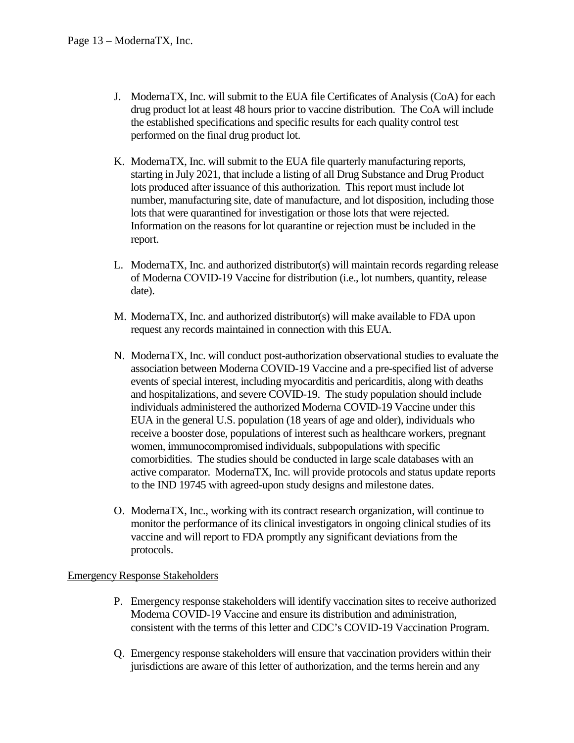J. ModernaTX, Inc. will submit to the EUA file Certificates of Analysis (CoA) for each drug product lot at least 48 hours prior to vaccine distribution. The CoA will include the established specifications and specific results for each quality control test performed on the final drug product lot.

K. ModernaTX, Inc. will submit to the EUA file quarterly manufacturing reports, starting in July 2021, that include a listing of all Drug Substance and Drug Product lots produced after issuance of this authorization. This report must include lot number, manufacturing site, date of manufacture, and lot disposition, including those lots that were quarantined for investigation or those lots that were rejected. Information on the reasons for lot quarantine or rejection must be included in the report.

L. ModernaTX, Inc. and authorized distributor(s) will maintain records regarding release of Moderna COVID-19 Vaccine for distribution (i.e., lot numbers, quantity, release date).

M. ModernaTX, Inc. and authorized distributor(s) will make available to FDA upon request any records maintained in connection with this EUA.

N. ModernaTX, Inc. will conduct post-authorization observational studies to evaluate the association between Moderna COVID-19 Vaccine and a pre-specified list of adverse events of special interest, including myocarditis and pericarditis, along with deaths and hospitalizations, and severe COVID-19. The study population should include individuals administered the authorized Moderna COVID-19 Vaccine under this EUA in the general U.S. population (18 years of age and older), individuals who receive a booster dose, populations of interest such as healthcare workers, pregnant women, immunocompromised individuals, subpopulations with specific comorbidities. The studies should be conducted in large scale databases with an active comparator. ModernaTX, Inc. will provide protocols and status update reports to the IND 19745 with agreed-upon study designs and milestone dates.

O. ModernaTX, Inc., working with its contract research organization, will continue to monitor the performance of its clinical investigators in ongoing clinical studies of its vaccine and will report to FDA promptly any significant deviations from the protocols.

<u>Emergency Response Stakeholders</u>

P. Emergency response stakeholders will identify vaccination sites to receive authorized Moderna COVID-19 Vaccine and ensure its distribution and administration, consistent with the terms of this letter and CDC's COVID-19 Vaccination Program.

Q. Emergency response stakeholders will ensure that vaccination providers within their jurisdictions are aware of this letter of authorization, and the terms herein and any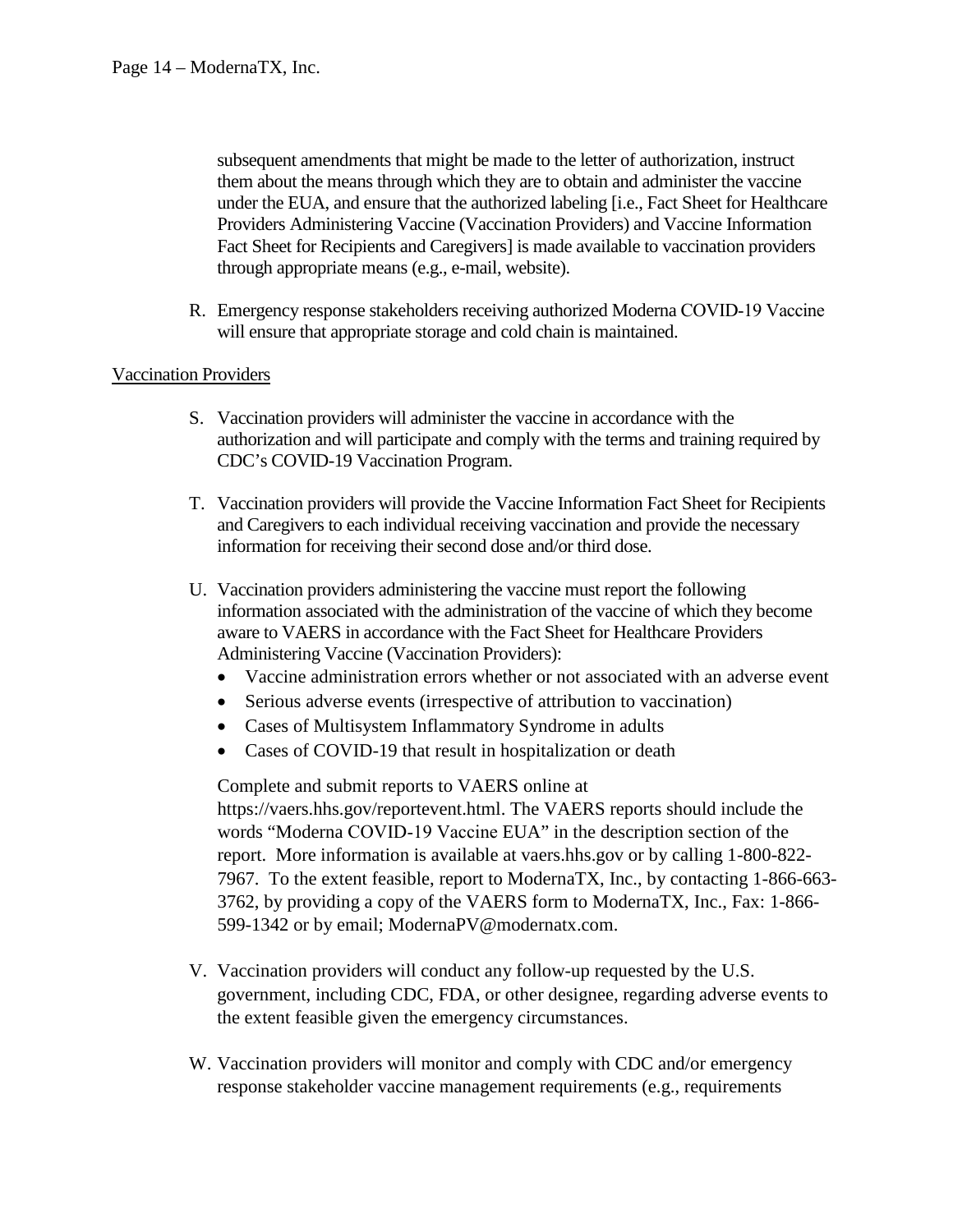subsequent amendments that might be made to the letter of authorization, instruct them about the means through which they are to obtain and administer the vaccine under the EUA, and ensure that the authorized labeling [i.e., Fact Sheet for Healthcare Providers Administering Vaccine (Vaccination Providers) and Vaccine Information Fact Sheet for Recipients and Caregivers] is made available to vaccination providers through appropriate means (e.g., e-mail, website).

R. Emergency response stakeholders receiving authorized Moderna COVID-19 Vaccine will ensure that appropriate storage and cold chain is maintained.

<u>Vaccination Providers</u>

S. Vaccination providers will administer the vaccine in accordance with the authorization and will participate and comply with the terms and training required by CDC's COVID-19 Vaccination Program.

T. Vaccination providers will provide the Vaccine Information Fact Sheet for Recipients and Caregivers to each individual receiving vaccination and provide the necessary information for receiving their second dose and/or third dose.

U. Vaccination providers administering the vaccine must report the following information associated with the administration of the vaccine of which they become aware to VAERS in accordance with the Fact Sheet for Healthcare Providers Administering Vaccine (Vaccination Providers):
   - Vaccine administration errors whether or not associated with an adverse event
   - Serious adverse events (irrespective of attribution to vaccination)
   - Cases of Multisystem Inflammatory Syndrome in adults
   - Cases of COVID-19 that result in hospitalization or death

   Complete and submit reports to VAERS online at https://vaers.hhs.gov/reportevent.html. The VAERS reports should include the words "Moderna COVID-19 Vaccine EUA" in the description section of the report. More information is available at vaers.hhs.gov or by calling 1-800-822-7967. To the extent feasible, report to ModernaTX, Inc., by contacting 1-866-663-3762, by providing a copy of the VAERS form to ModernaTX, Inc., Fax: 1-866-599-1342 or by email; ModernaPV@modernatx.com.

V. Vaccination providers will conduct any follow-up requested by the U.S. government, including CDC, FDA, or other designee, regarding adverse events to the extent feasible given the emergency circumstances.

W. Vaccination providers will monitor and comply with CDC and/or emergency response stakeholder vaccine management requirements (e.g., requirements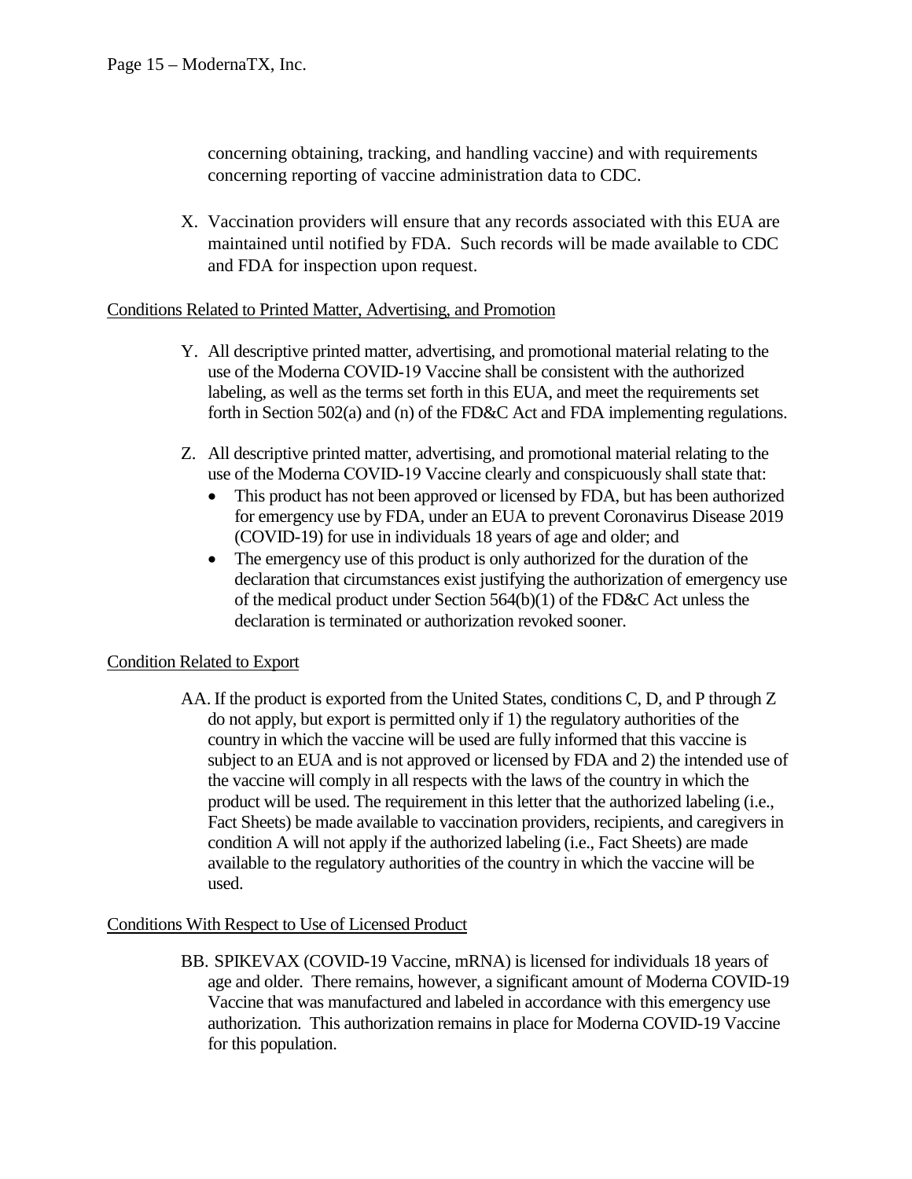concerning obtaining, tracking, and handling vaccine) and with requirements concerning reporting of vaccine administration data to CDC.

X. Vaccination providers will ensure that any records associated with this EUA are maintained until notified by FDA. Such records will be made available to CDC and FDA for inspection upon request.

Conditions Related to Printed Matter, Advertising, and Promotion

Y. All descriptive printed matter, advertising, and promotional material relating to the use of the Moderna COVID-19 Vaccine shall be consistent with the authorized labeling, as well as the terms set forth in this EUA, and meet the requirements set forth in Section 502(a) and (n) of the FD&C Act and FDA implementing regulations.

Z. All descriptive printed matter, advertising, and promotional material relating to the use of the Moderna COVID-19 Vaccine clearly and conspicuously shall state that:
   - This product has not been approved or licensed by FDA, but has been authorized for emergency use by FDA, under an EUA to prevent Coronavirus Disease 2019 (COVID-19) for use in individuals 18 years of age and older; and
   - The emergency use of this product is only authorized for the duration of the declaration that circumstances exist justifying the authorization of emergency use of the medical product under Section 564(b)(1) of the FD&C Act unless the declaration is terminated or authorization revoked sooner.

Condition Related to Export

AA. If the product is exported from the United States, conditions C, D, and P through Z do not apply, but export is permitted only if 1) the regulatory authorities of the country in which the vaccine will be used are fully informed that this vaccine is subject to an EUA and is not approved or licensed by FDA and 2) the intended use of the vaccine will comply in all respects with the laws of the country in which the product will be used. The requirement in this letter that the authorized labeling (i.e., Fact Sheets) be made available to vaccination providers, recipients, and caregivers in condition A will not apply if the authorized labeling (i.e., Fact Sheets) are made available to the regulatory authorities of the country in which the vaccine will be used.

Conditions With Respect to Use of Licensed Product

BB. SPIKEVAX (COVID-19 Vaccine, mRNA) is licensed for individuals 18 years of age and older. There remains, however, a significant amount of Moderna COVID-19 Vaccine that was manufactured and labeled in accordance with this emergency use authorization. This authorization remains in place for Moderna COVID-19 Vaccine for this population.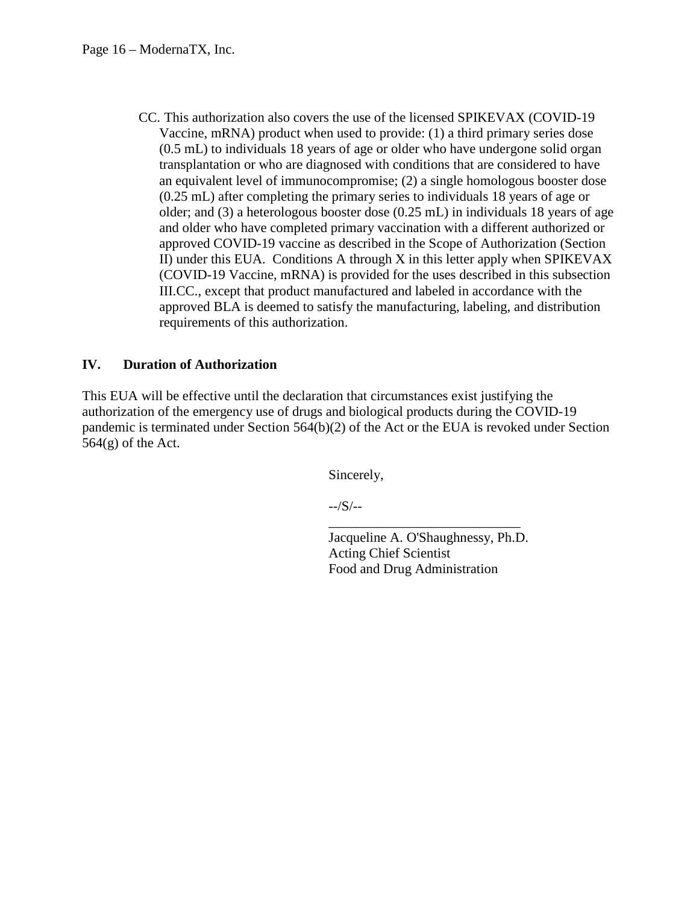CC. This authorization also covers the use of the licensed SPIKEVAX (COVID-19 Vaccine, mRNA) product when used to provide: (1) a third primary series dose (0.5 mL) to individuals 18 years of age or older who have undergone solid organ transplantation or who are diagnosed with conditions that are considered to have an equivalent level of immunocompromise; (2) a single homologous booster dose (0.25 mL) after completing the primary series to individuals 18 years of age or older; and (3) a heterologous booster dose (0.25 mL) in individuals 18 years of age and older who have completed primary vaccination with a different authorized or approved COVID-19 vaccine as described in the Scope of Authorization (Section II) under this EUA. Conditions A through X in this letter apply when SPIKEVAX (COVID-19 Vaccine, mRNA) is provided for the uses described in this subsection III.CC., except that product manufactured and labeled in accordance with the approved BLA is deemed to satisfy the manufacturing, labeling, and distribution requirements of this authorization.

## IV. Duration of Authorization

This EUA will be effective until the declaration that circumstances exist justifying the authorization of the emergency use of drugs and biological products during the COVID-19 pandemic is terminated under Section 564(b)(2) of the Act or the EUA is revoked under Section 564(g) of the Act.

Sincerely,

--/S/--

___________________________

Jacqueline A. O'Shaughnessy, Ph.D.
Acting Chief Scientist
Food and Drug Administration